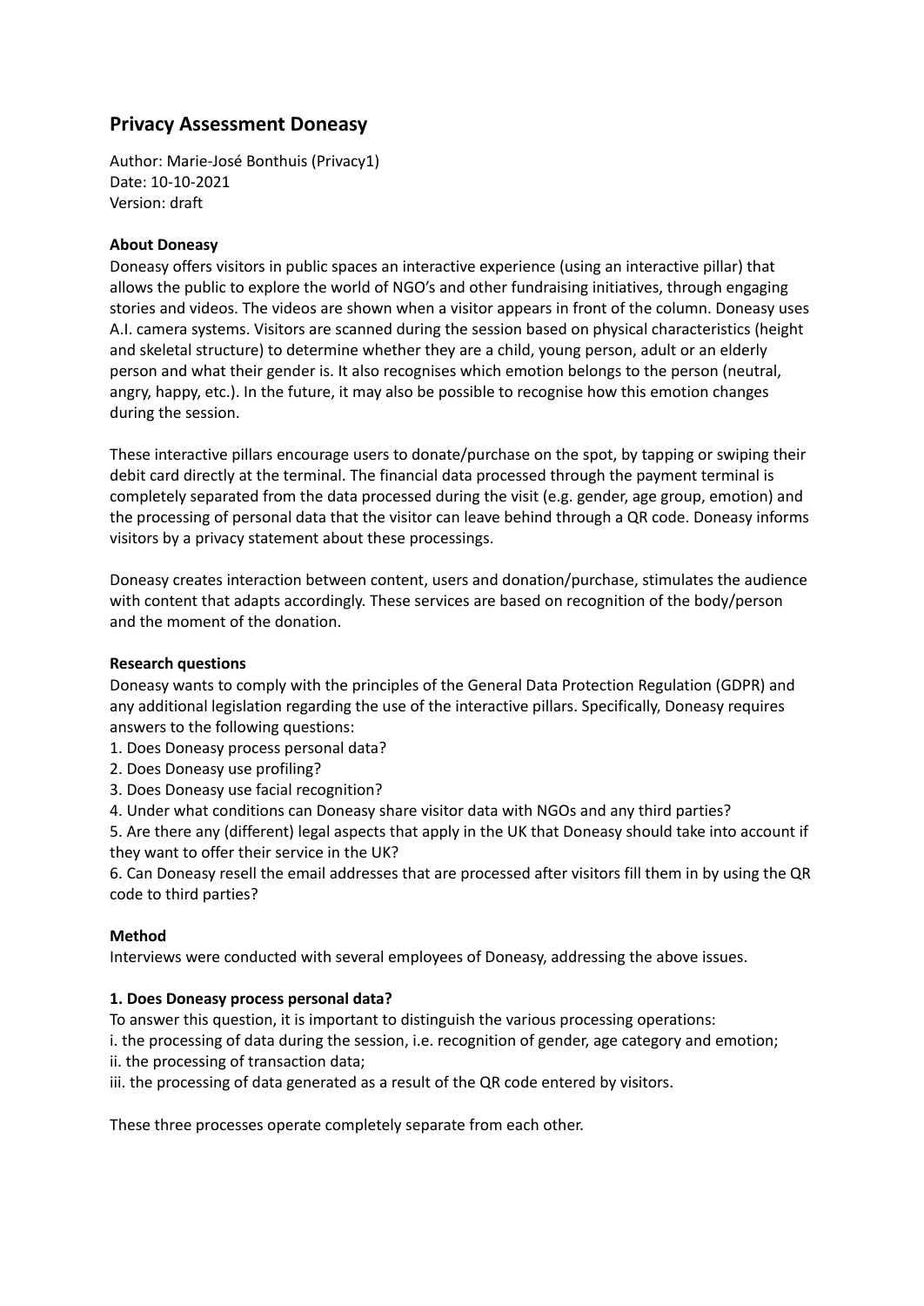# Privacy Assessment Doneasy

Author: Marie-José Bonthuis (Privacy1)
Date: 10-10-2021
Version: draft

**About Doneasy**

Doneasy offers visitors in public spaces an interactive experience (using an interactive pillar) that allows the public to explore the world of NGO's and other fundraising initiatives, through engaging stories and videos. The videos are shown when a visitor appears in front of the column. Doneasy uses A.I. camera systems. Visitors are scanned during the session based on physical characteristics (height and skeletal structure) to determine whether they are a child, young person, adult or an elderly person and what their gender is. It also recognises which emotion belongs to the person (neutral, angry, happy, etc.). In the future, it may also be possible to recognise how this emotion changes during the session.

These interactive pillars encourage users to donate/purchase on the spot, by tapping or swiping their debit card directly at the terminal. The financial data processed through the payment terminal is completely separated from the data processed during the visit (e.g. gender, age group, emotion) and the processing of personal data that the visitor can leave behind through a QR code. Doneasy informs visitors by a privacy statement about these processings.

Doneasy creates interaction between content, users and donation/purchase, stimulates the audience with content that adapts accordingly. These services are based on recognition of the body/person and the moment of the donation.

**Research questions**

Doneasy wants to comply with the principles of the General Data Protection Regulation (GDPR) and any additional legislation regarding the use of the interactive pillars. Specifically, Doneasy requires answers to the following questions:

1. Does Doneasy process personal data?
2. Does Doneasy use profiling?
3. Does Doneasy use facial recognition?
4. Under what conditions can Doneasy share visitor data with NGOs and any third parties?
5. Are there any (different) legal aspects that apply in the UK that Doneasy should take into account if they want to offer their service in the UK?
6. Can Doneasy resell the email addresses that are processed after visitors fill them in by using the QR code to third parties?

**Method**

Interviews were conducted with several employees of Doneasy, addressing the above issues.

**1. Does Doneasy process personal data?**

To answer this question, it is important to distinguish the various processing operations:

i. the processing of data during the session, i.e. recognition of gender, age category and emotion;
ii. the processing of transaction data;
iii. the processing of data generated as a result of the QR code entered by visitors.

These three processes operate completely separate from each other.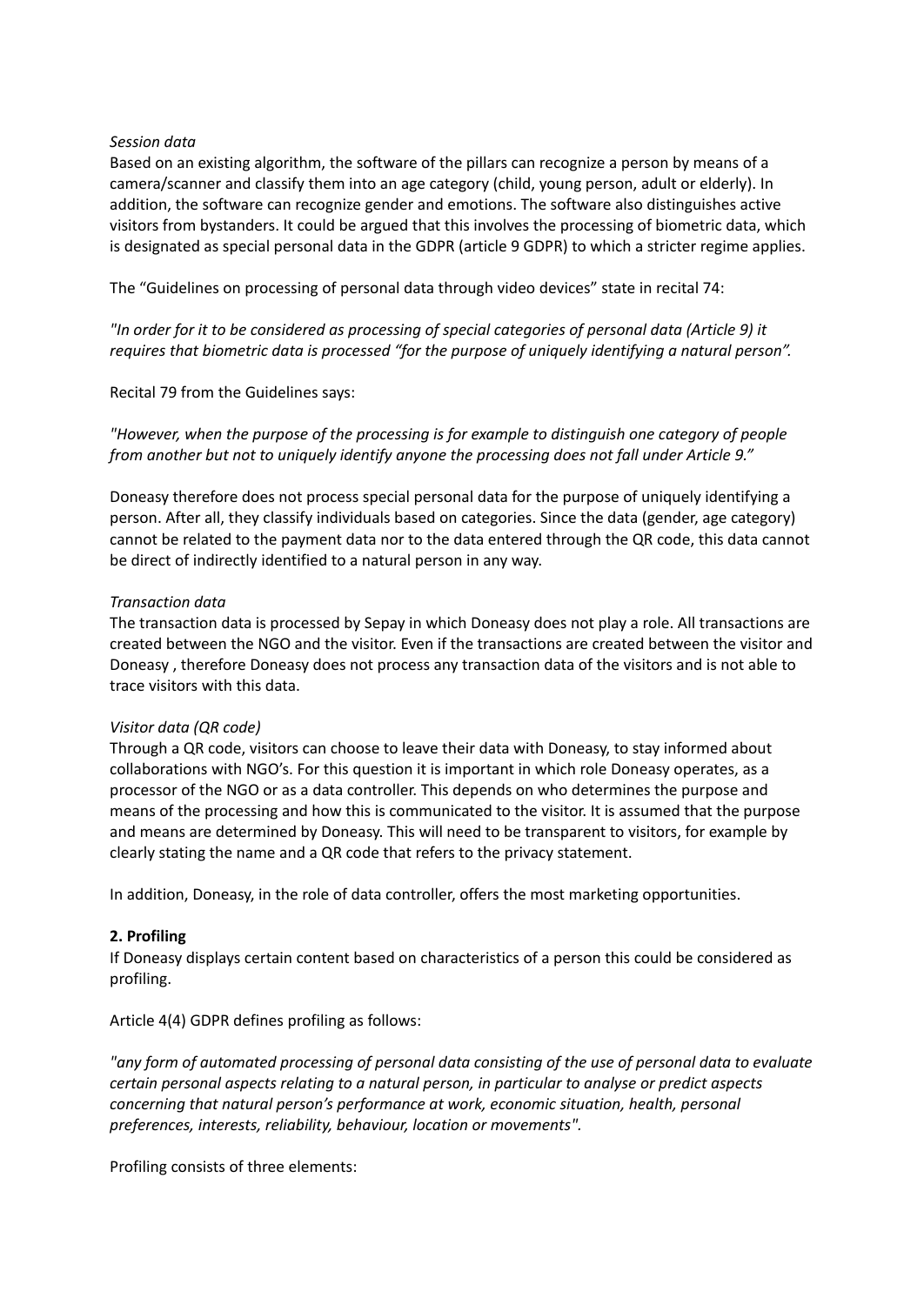*Session data*
Based on an existing algorithm, the software of the pillars can recognize a person by means of a camera/scanner and classify them into an age category (child, young person, adult or elderly). In addition, the software can recognize gender and emotions. The software also distinguishes active visitors from bystanders. It could be argued that this involves the processing of biometric data, which is designated as special personal data in the GDPR (article 9 GDPR) to which a stricter regime applies.

The "Guidelines on processing of personal data through video devices" state in recital 74:

*"In order for it to be considered as processing of special categories of personal data (Article 9) it requires that biometric data is processed "for the purpose of uniquely identifying a natural person".*

Recital 79 from the Guidelines says:

*"However, when the purpose of the processing is for example to distinguish one category of people from another but not to uniquely identify anyone the processing does not fall under Article 9."*

Doneasy therefore does not process special personal data for the purpose of uniquely identifying a person. After all, they classify individuals based on categories. Since the data (gender, age category) cannot be related to the payment data nor to the data entered through the QR code, this data cannot be direct of indirectly identified to a natural person in any way.

*Transaction data*
The transaction data is processed by Sepay in which Doneasy does not play a role. All transactions are created between the NGO and the visitor. Even if the transactions are created between the visitor and Doneasy , therefore Doneasy does not process any transaction data of the visitors and is not able to trace visitors with this data.

*Visitor data (QR code)*
Through a QR code, visitors can choose to leave their data with Doneasy, to stay informed about collaborations with NGO's. For this question it is important in which role Doneasy operates, as a processor of the NGO or as a data controller. This depends on who determines the purpose and means of the processing and how this is communicated to the visitor. It is assumed that the purpose and means are determined by Doneasy. This will need to be transparent to visitors, for example by clearly stating the name and a QR code that refers to the privacy statement.

In addition, Doneasy, in the role of data controller, offers the most marketing opportunities.

**2. Profiling**
If Doneasy displays certain content based on characteristics of a person this could be considered as profiling.

Article 4(4) GDPR defines profiling as follows:

*"any form of automated processing of personal data consisting of the use of personal data to evaluate certain personal aspects relating to a natural person, in particular to analyse or predict aspects concerning that natural person's performance at work, economic situation, health, personal preferences, interests, reliability, behaviour, location or movements".*

Profiling consists of three elements: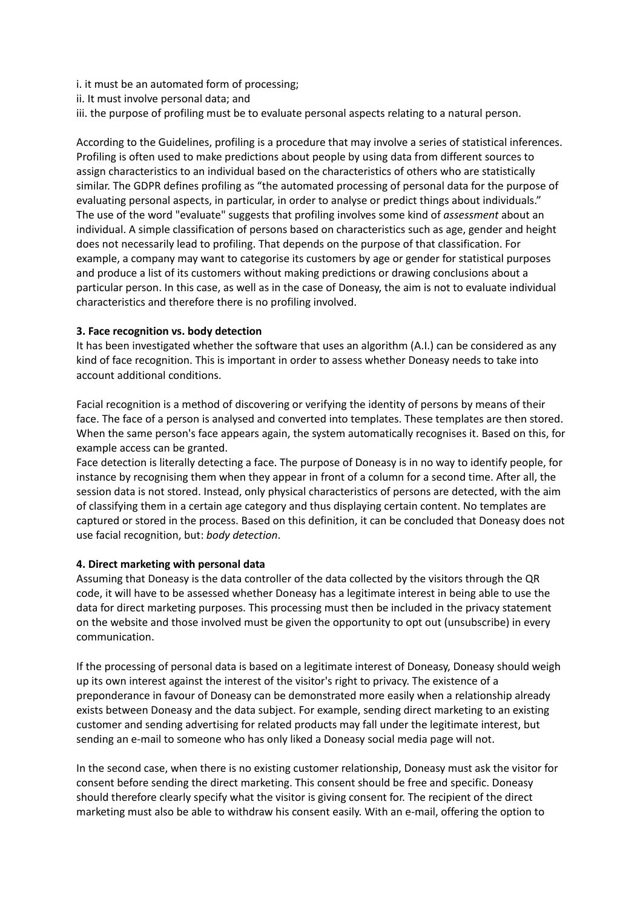i. it must be an automated form of processing;
ii. It must involve personal data; and
iii. the purpose of profiling must be to evaluate personal aspects relating to a natural person.

According to the Guidelines, profiling is a procedure that may involve a series of statistical inferences. Profiling is often used to make predictions about people by using data from different sources to assign characteristics to an individual based on the characteristics of others who are statistically similar. The GDPR defines profiling as "the automated processing of personal data for the purpose of evaluating personal aspects, in particular, in order to analyse or predict things about individuals." The use of the word "evaluate" suggests that profiling involves some kind of *assessment* about an individual. A simple classification of persons based on characteristics such as age, gender and height does not necessarily lead to profiling. That depends on the purpose of that classification. For example, a company may want to categorise its customers by age or gender for statistical purposes and produce a list of its customers without making predictions or drawing conclusions about a particular person. In this case, as well as in the case of Doneasy, the aim is not to evaluate individual characteristics and therefore there is no profiling involved.

**3. Face recognition vs. body detection**

It has been investigated whether the software that uses an algorithm (A.I.) can be considered as any kind of face recognition. This is important in order to assess whether Doneasy needs to take into account additional conditions.

Facial recognition is a method of discovering or verifying the identity of persons by means of their face. The face of a person is analysed and converted into templates. These templates are then stored. When the same person's face appears again, the system automatically recognises it. Based on this, for example access can be granted.

Face detection is literally detecting a face. The purpose of Doneasy is in no way to identify people, for instance by recognising them when they appear in front of a column for a second time. After all, the session data is not stored. Instead, only physical characteristics of persons are detected, with the aim of classifying them in a certain age category and thus displaying certain content. No templates are captured or stored in the process. Based on this definition, it can be concluded that Doneasy does not use facial recognition, but: *body detection*.

**4. Direct marketing with personal data**

Assuming that Doneasy is the data controller of the data collected by the visitors through the QR code, it will have to be assessed whether Doneasy has a legitimate interest in being able to use the data for direct marketing purposes. This processing must then be included in the privacy statement on the website and those involved must be given the opportunity to opt out (unsubscribe) in every communication.

If the processing of personal data is based on a legitimate interest of Doneasy, Doneasy should weigh up its own interest against the interest of the visitor's right to privacy. The existence of a preponderance in favour of Doneasy can be demonstrated more easily when a relationship already exists between Doneasy and the data subject. For example, sending direct marketing to an existing customer and sending advertising for related products may fall under the legitimate interest, but sending an e-mail to someone who has only liked a Doneasy social media page will not.

In the second case, when there is no existing customer relationship, Doneasy must ask the visitor for consent before sending the direct marketing. This consent should be free and specific. Doneasy should therefore clearly specify what the visitor is giving consent for. The recipient of the direct marketing must also be able to withdraw his consent easily. With an e-mail, offering the option to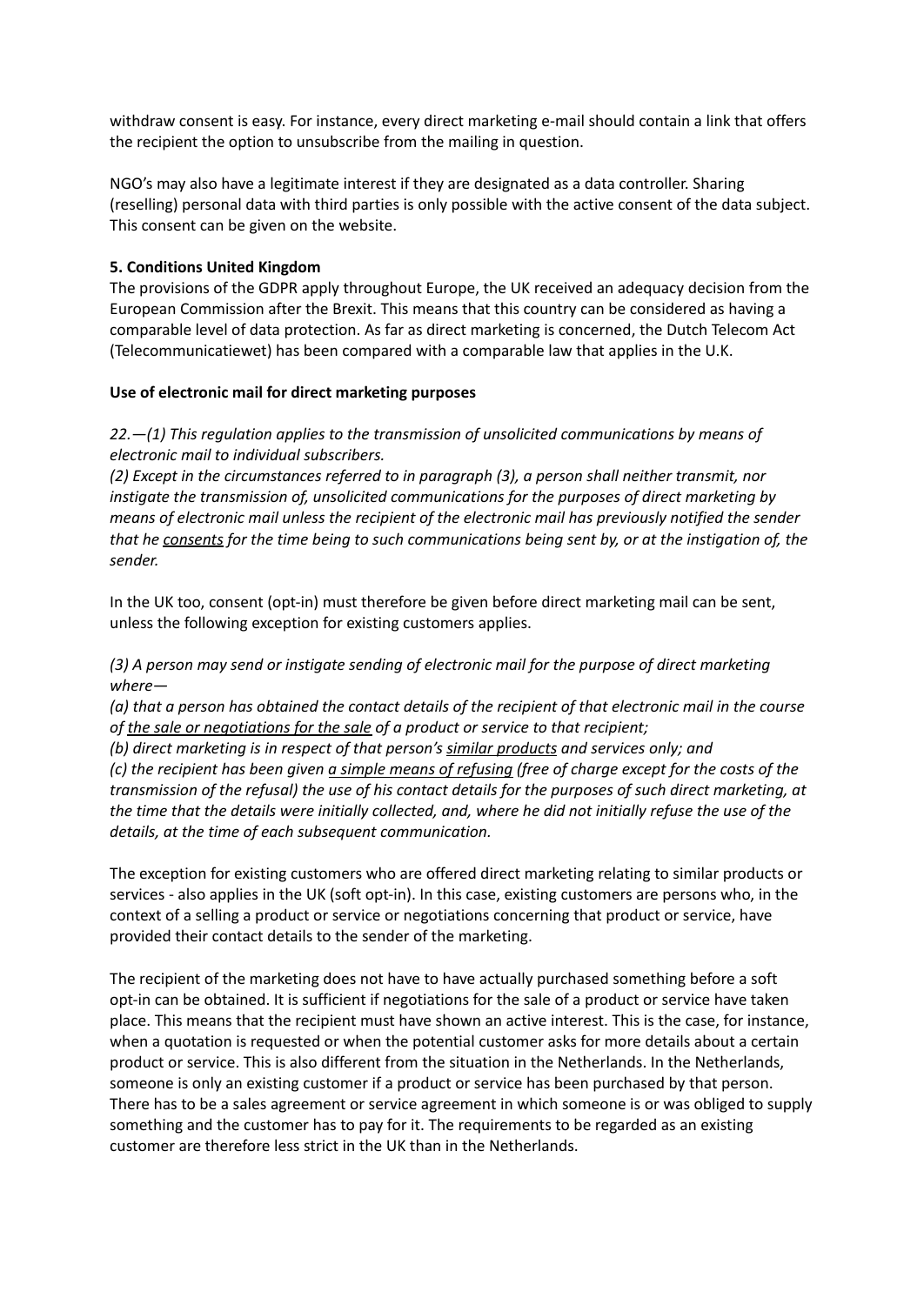withdraw consent is easy. For instance, every direct marketing e-mail should contain a link that offers the recipient the option to unsubscribe from the mailing in question.

NGO's may also have a legitimate interest if they are designated as a data controller. Sharing (reselling) personal data with third parties is only possible with the active consent of the data subject. This consent can be given on the website.

**5. Conditions United Kingdom**

The provisions of the GDPR apply throughout Europe, the UK received an adequacy decision from the European Commission after the Brexit. This means that this country can be considered as having a comparable level of data protection. As far as direct marketing is concerned, the Dutch Telecom Act (Telecommunicatiewet) has been compared with a comparable law that applies in the U.K.

**Use of electronic mail for direct marketing purposes**

*22.—(1) This regulation applies to the transmission of unsolicited communications by means of electronic mail to individual subscribers.*

*(2) Except in the circumstances referred to in paragraph (3), a person shall neither transmit, nor instigate the transmission of, unsolicited communications for the purposes of direct marketing by means of electronic mail unless the recipient of the electronic mail has previously notified the sender that he <u>consents</u> for the time being to such communications being sent by, or at the instigation of, the sender.*

In the UK too, consent (opt-in) must therefore be given before direct marketing mail can be sent, unless the following exception for existing customers applies.

*(3) A person may send or instigate sending of electronic mail for the purpose of direct marketing where—*

*(a) that a person has obtained the contact details of the recipient of that electronic mail in the course of <u>the sale or negotiations for the sale</u> of a product or service to that recipient;*

*(b) direct marketing is in respect of that person's <u>similar products</u> and services only; and*

*(c) the recipient has been given <u>a simple means of refusing</u> (free of charge except for the costs of the transmission of the refusal) the use of his contact details for the purposes of such direct marketing, at the time that the details were initially collected, and, where he did not initially refuse the use of the details, at the time of each subsequent communication.*

The exception for existing customers who are offered direct marketing relating to similar products or services - also applies in the UK (soft opt-in). In this case, existing customers are persons who, in the context of a selling a product or service or negotiations concerning that product or service, have provided their contact details to the sender of the marketing.

The recipient of the marketing does not have to have actually purchased something before a soft opt-in can be obtained. It is sufficient if negotiations for the sale of a product or service have taken place. This means that the recipient must have shown an active interest. This is the case, for instance, when a quotation is requested or when the potential customer asks for more details about a certain product or service. This is also different from the situation in the Netherlands. In the Netherlands, someone is only an existing customer if a product or service has been purchased by that person. There has to be a sales agreement or service agreement in which someone is or was obliged to supply something and the customer has to pay for it. The requirements to be regarded as an existing customer are therefore less strict in the UK than in the Netherlands.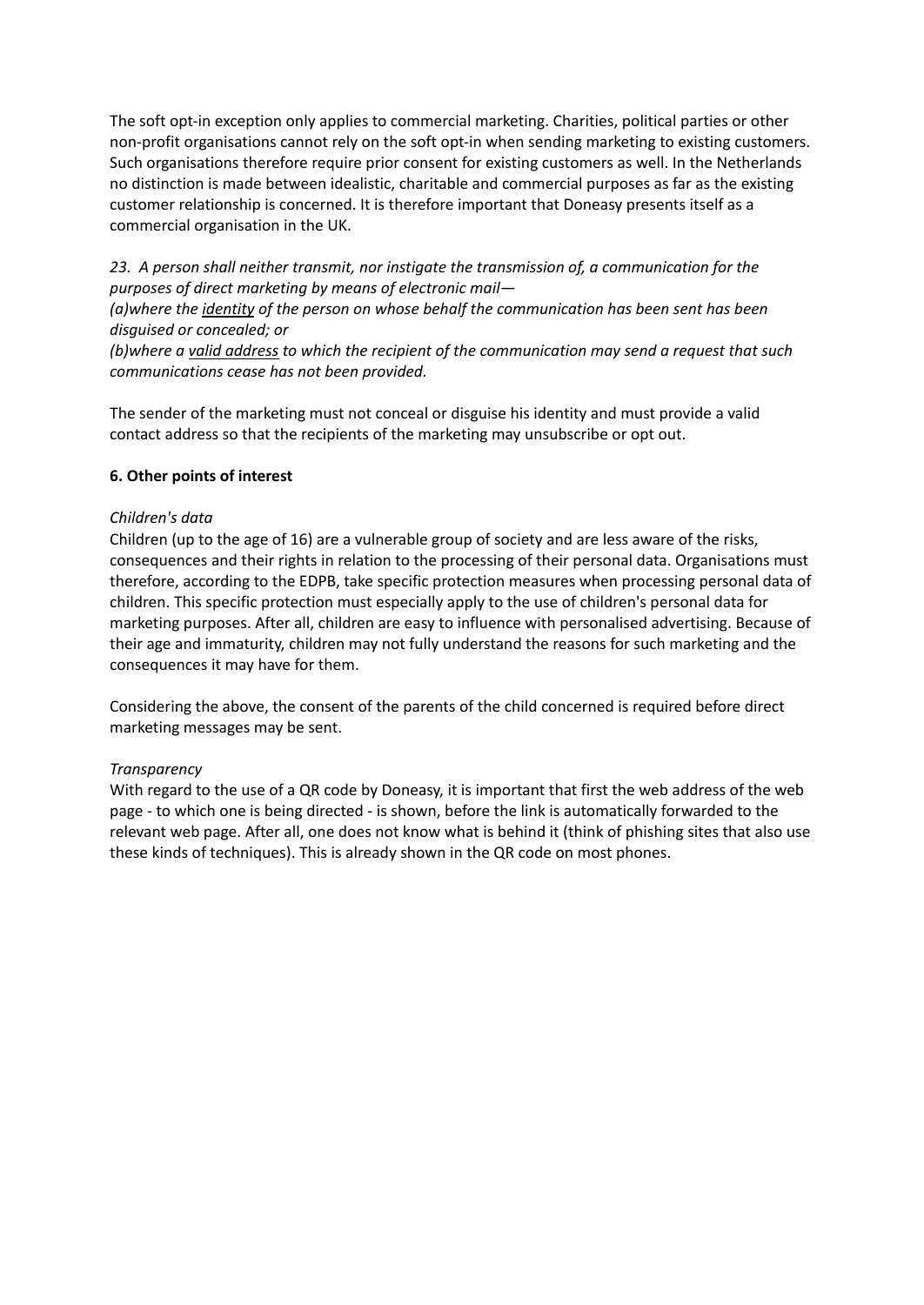The soft opt-in exception only applies to commercial marketing. Charities, political parties or other non-profit organisations cannot rely on the soft opt-in when sending marketing to existing customers. Such organisations therefore require prior consent for existing customers as well. In the Netherlands no distinction is made between idealistic, charitable and commercial purposes as far as the existing customer relationship is concerned. It is therefore important that Doneasy presents itself as a commercial organisation in the UK.

*23. A person shall neither transmit, nor instigate the transmission of, a communication for the purposes of direct marketing by means of electronic mail—*
*(a)where the identity of the person on whose behalf the communication has been sent has been disguised or concealed; or*
*(b)where a valid address to which the recipient of the communication may send a request that such communications cease has not been provided.*

The sender of the marketing must not conceal or disguise his identity and must provide a valid contact address so that the recipients of the marketing may unsubscribe or opt out.

**6. Other points of interest**

*Children's data*
Children (up to the age of 16) are a vulnerable group of society and are less aware of the risks, consequences and their rights in relation to the processing of their personal data. Organisations must therefore, according to the EDPB, take specific protection measures when processing personal data of children. This specific protection must especially apply to the use of children's personal data for marketing purposes. After all, children are easy to influence with personalised advertising. Because of their age and immaturity, children may not fully understand the reasons for such marketing and the consequences it may have for them.

Considering the above, the consent of the parents of the child concerned is required before direct marketing messages may be sent.

*Transparency*
With regard to the use of a QR code by Doneasy, it is important that first the web address of the web page - to which one is being directed - is shown, before the link is automatically forwarded to the relevant web page. After all, one does not know what is behind it (think of phishing sites that also use these kinds of techniques). This is already shown in the QR code on most phones.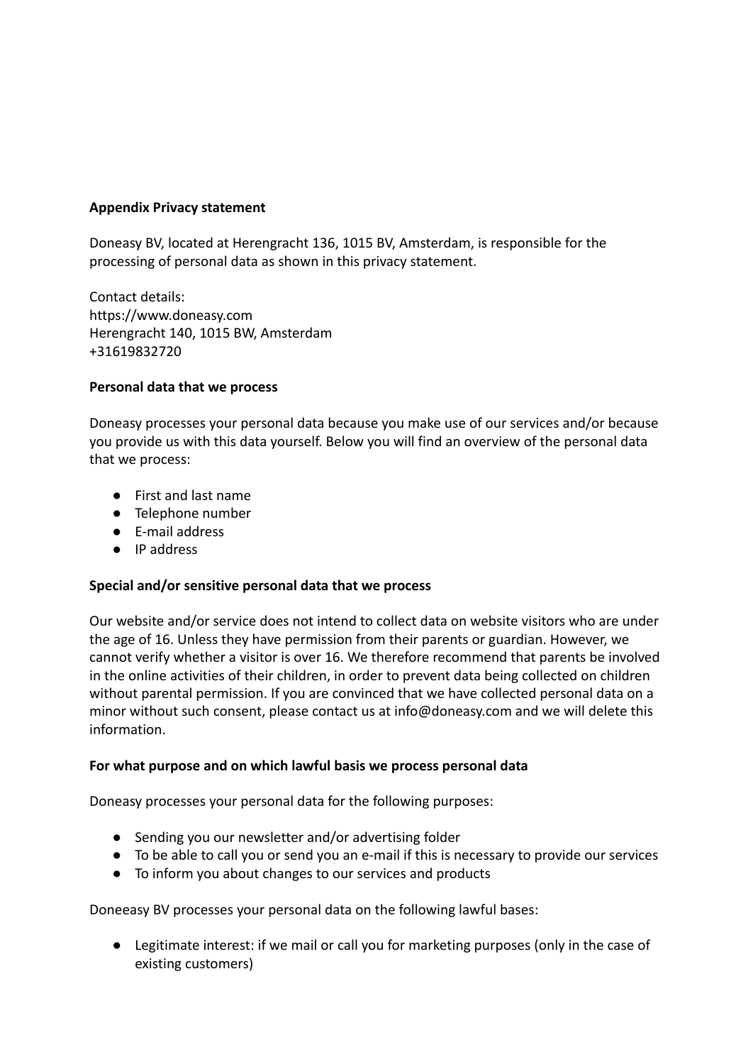**Appendix Privacy statement**

Doneasy BV, located at Herengracht 136, 1015 BV, Amsterdam, is responsible for the processing of personal data as shown in this privacy statement.

Contact details:
https://www.doneasy.com
Herengracht 140, 1015 BW, Amsterdam
+31619832720

**Personal data that we process**

Doneasy processes your personal data because you make use of our services and/or because you provide us with this data yourself. Below you will find an overview of the personal data that we process:

- First and last name
- Telephone number
- E-mail address
- IP address

**Special and/or sensitive personal data that we process**

Our website and/or service does not intend to collect data on website visitors who are under the age of 16. Unless they have permission from their parents or guardian. However, we cannot verify whether a visitor is over 16. We therefore recommend that parents be involved in the online activities of their children, in order to prevent data being collected on children without parental permission. If you are convinced that we have collected personal data on a minor without such consent, please contact us at info@doneasy.com and we will delete this information.

**For what purpose and on which lawful basis we process personal data**

Doneasy processes your personal data for the following purposes:

- Sending you our newsletter and/or advertising folder
- To be able to call you or send you an e-mail if this is necessary to provide our services
- To inform you about changes to our services and products

Doneeasy BV processes your personal data on the following lawful bases:

- Legitimate interest: if we mail or call you for marketing purposes (only in the case of existing customers)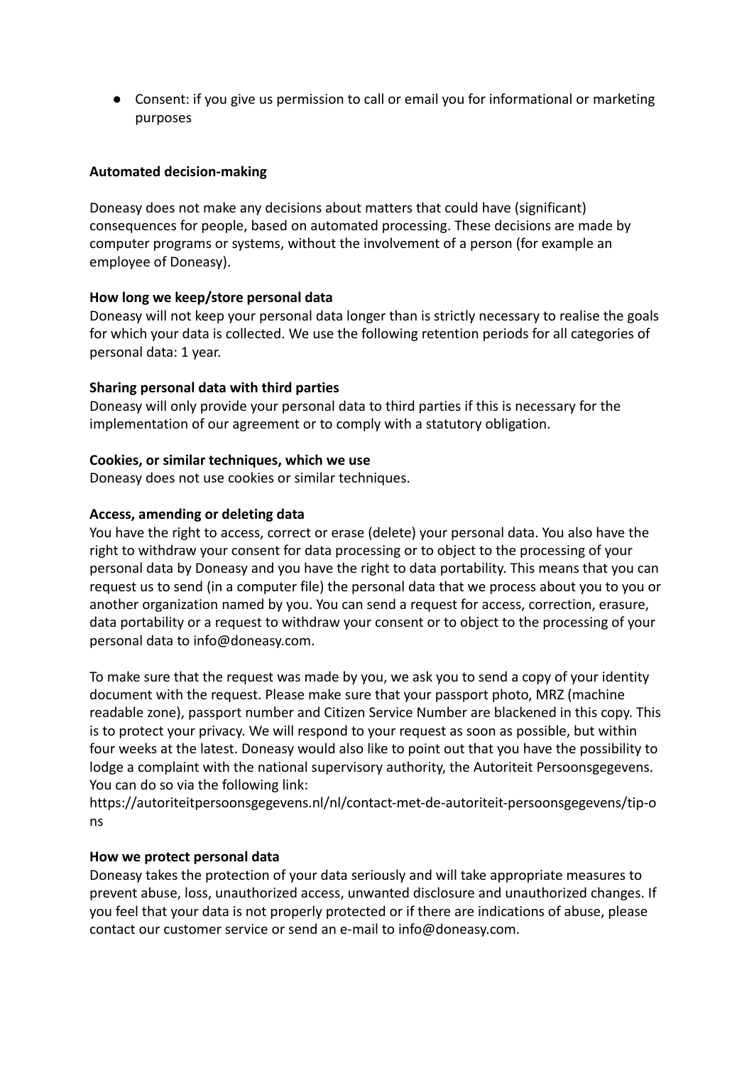- Consent: if you give us permission to call or email you for informational or marketing purposes

**Automated decision-making**

Doneasy does not make any decisions about matters that could have (significant) consequences for people, based on automated processing. These decisions are made by computer programs or systems, without the involvement of a person (for example an employee of Doneasy).

**How long we keep/store personal data**

Doneasy will not keep your personal data longer than is strictly necessary to realise the goals for which your data is collected. We use the following retention periods for all categories of personal data: 1 year.

**Sharing personal data with third parties**

Doneasy will only provide your personal data to third parties if this is necessary for the implementation of our agreement or to comply with a statutory obligation.

**Cookies, or similar techniques, which we use**

Doneasy does not use cookies or similar techniques.

**Access, amending or deleting data**

You have the right to access, correct or erase (delete) your personal data. You also have the right to withdraw your consent for data processing or to object to the processing of your personal data by Doneasy and you have the right to data portability. This means that you can request us to send (in a computer file) the personal data that we process about you to you or another organization named by you. You can send a request for access, correction, erasure, data portability or a request to withdraw your consent or to object to the processing of your personal data to info@doneasy.com.

To make sure that the request was made by you, we ask you to send a copy of your identity document with the request. Please make sure that your passport photo, MRZ (machine readable zone), passport number and Citizen Service Number are blackened in this copy. This is to protect your privacy. We will respond to your request as soon as possible, but within four weeks at the latest. Doneasy would also like to point out that you have the possibility to lodge a complaint with the national supervisory authority, the Autoriteit Persoonsgegevens. You can do so via the following link: https://autoriteitpersoonsgegevens.nl/nl/contact-met-de-autoriteit-persoonsgegevens/tip-ons

**How we protect personal data**

Doneasy takes the protection of your data seriously and will take appropriate measures to prevent abuse, loss, unauthorized access, unwanted disclosure and unauthorized changes. If you feel that your data is not properly protected or if there are indications of abuse, please contact our customer service or send an e-mail to info@doneasy.com.